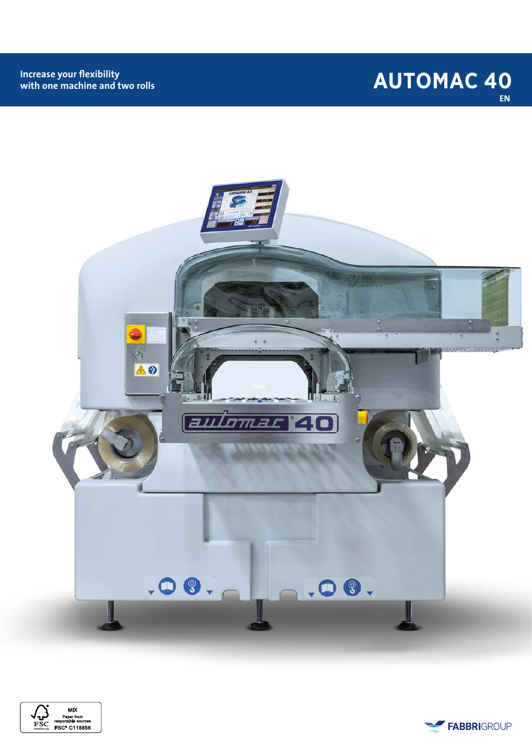Increase your flexibility
with one machine and two rolls

# AUTOMAC 40

EN

MIX
Paper from responsible sources
FSC® C118856

FABBRIGROUP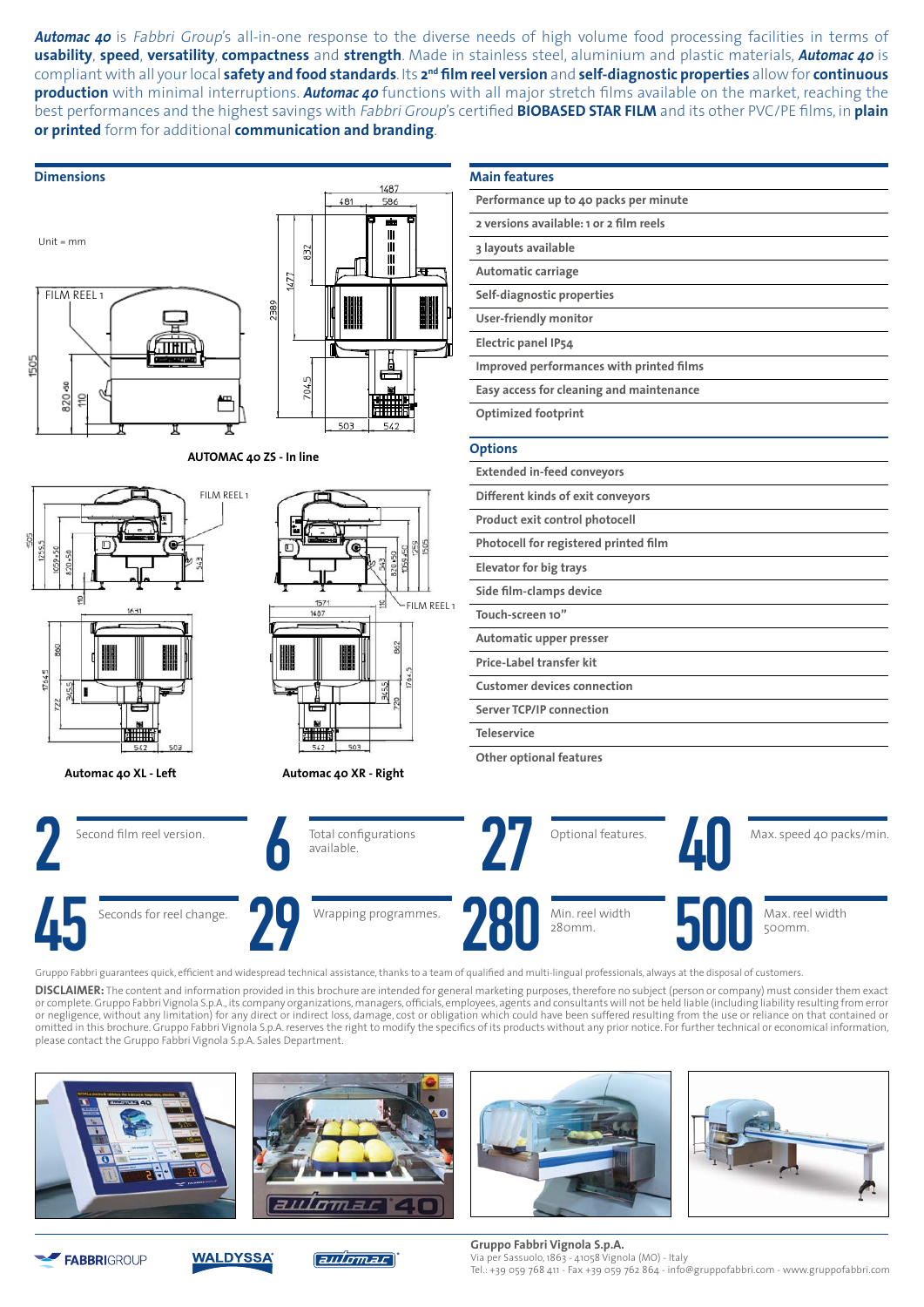***Automac 40*** is *Fabbri Group*'s all-in-one response to the diverse needs of high volume food processing facilities in terms of **usability**, **speed**, **versatility**, **compactness** and **strength**. Made in stainless steel, aluminium and plastic materials, ***Automac 40*** is compliant with all your local **safety and food standards**. Its **2nd film reel version** and **self-diagnostic properties** allow for **continuous production** with minimal interruptions. ***Automac 40*** functions with all major stretch films available on the market, reaching the best performances and the highest savings with *Fabbri Group*'s certified **BIOBASED STAR FILM** and its other PVC/PE films, in **plain or printed** form for additional **communication and branding**.

## Dimensions

Unit = mm

FILM REEL 1

1505
820 ±50
110
2389
1477
832
704,5
1487
481
586
503
542

**AUTOMAC 40 ZS - In line**

FILM REEL 1

1505
1255,5
1059 ±50
820 ±50
543
110
1631
860
1764,5
722
345,5
542
503

**Automac 40 XL - Left**

FILM REEL 1

543
820 ±50
1059 ±50
1255
1505
110
1571
1407
862
345,5
1764,5
720
542
503

**Automac 40 XR - Right**

## Main features

- Performance up to 40 packs per minute
- 2 versions available: 1 or 2 film reels
- 3 layouts available
- Automatic carriage
- Self-diagnostic properties
- User-friendly monitor
- Electric panel IP54
- Improved performances with printed films
- Easy access for cleaning and maintenance
- Optimized footprint

## Options

- Extended in-feed conveyors
- Different kinds of exit conveyors
- Product exit control photocell
- Photocell for registered printed film
- Elevator for big trays
- Side film-clamps device
- Touch-screen 10"
- Automatic upper presser
- Price-Label transfer kit
- Customer devices connection
- Server TCP/IP connection
- Teleservice
- Other optional features

**2** Second film reel version.

**6** Total configurations available.

**27** Optional features.

**40** Max. speed 40 packs/min.

**45** Seconds for reel change.

**29** Wrapping programmes.

**280** Min. reel width 280mm.

**500** Max. reel width 500mm.

Gruppo Fabbri guarantees quick, efficient and widespread technical assistance, thanks to a team of qualified and multi-lingual professionals, always at the disposal of customers.

**DISCLAIMER:** The content and information provided in this brochure are intended for general marketing purposes, therefore no subject (person or company) must consider them exact or complete. Gruppo Fabbri Vignola S.p.A., its company organizations, managers, officials, employees, agents and consultants will not be held liable (including liability resulting from error or negligence, without any limitation) for any direct or indirect loss, damage, cost or obligation which could have been suffered resulting from the use or reliance on that contained or omitted in this brochure. Gruppo Fabbri Vignola S.p.A. reserves the right to modify the specifics of its products without any prior notice. For further technical or economical information, please contact the Gruppo Fabbri Vignola S.p.A. Sales Department.

FABBRIGROUP WALDYSSA automac

**Gruppo Fabbri Vignola S.p.A.**
Via per Sassuolo, 1863 - 41058 Vignola (MO) - Italy
Tel.: +39 059 768 411 - Fax +39 059 762 864 - info@gruppofabbri.com - www.gruppofabbri.com